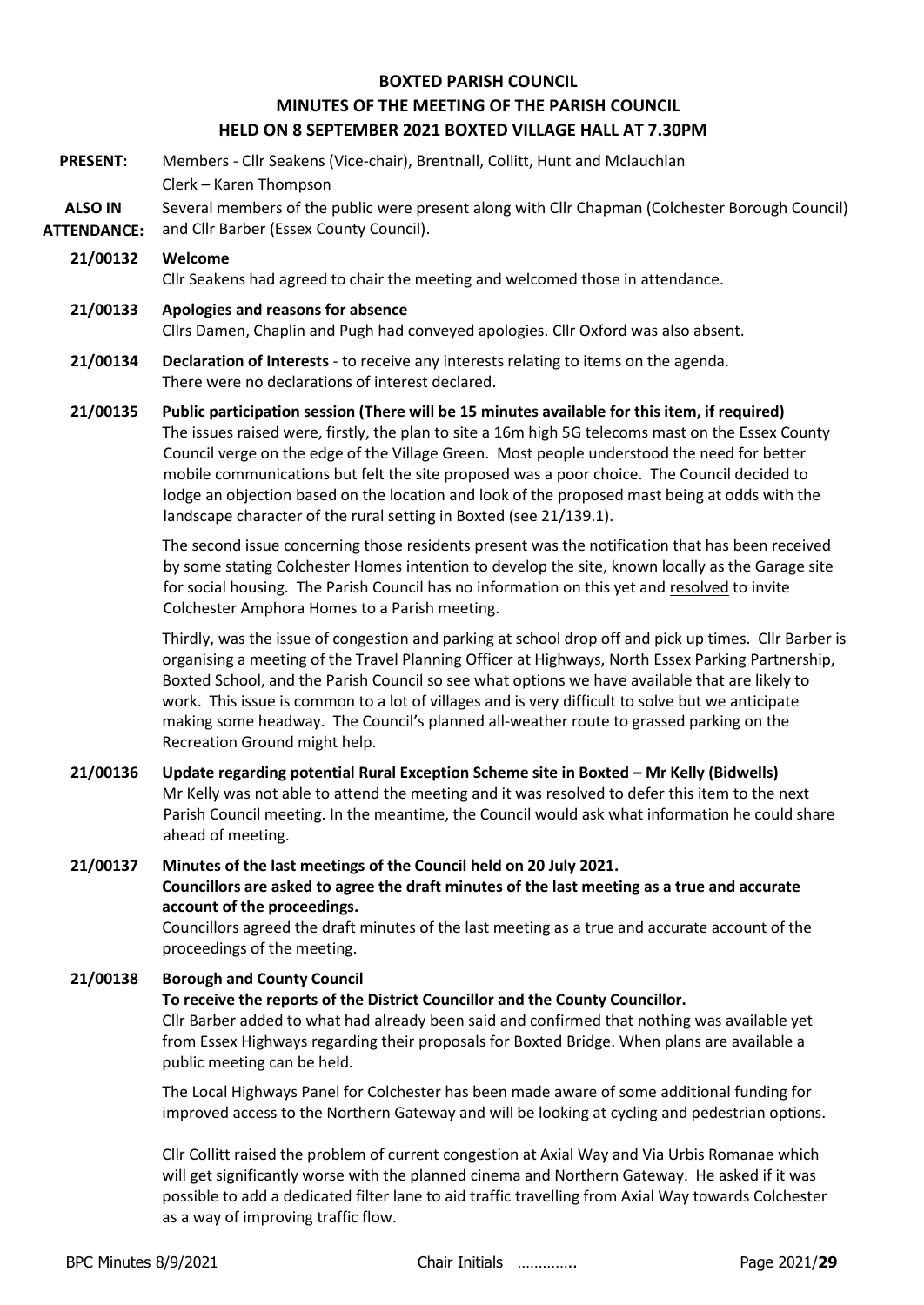# BOXTED PARISH COUNCIL
## MINUTES OF THE MEETING OF THE PARISH COUNCIL
## HELD ON 8 SEPTEMBER 2021 BOXTED VILLAGE HALL AT 7.30PM

**PRESENT:** Members - Cllr Seakens (Vice-chair), Brentnall, Collitt, Hunt and Mclauchlan
Clerk – Karen Thompson

**ALSO IN ATTENDANCE:** Several members of the public were present along with Cllr Chapman (Colchester Borough Council) and Cllr Barber (Essex County Council).

**21/00132 Welcome**
Cllr Seakens had agreed to chair the meeting and welcomed those in attendance.

**21/00133 Apologies and reasons for absence**
Cllrs Damen, Chaplin and Pugh had conveyed apologies. Cllr Oxford was also absent.

**21/00134 Declaration of Interests** - to receive any interests relating to items on the agenda.
There were no declarations of interest declared.

**21/00135 Public participation session (There will be 15 minutes available for this item, if required)**
The issues raised were, firstly, the plan to site a 16m high 5G telecoms mast on the Essex County Council verge on the edge of the Village Green. Most people understood the need for better mobile communications but felt the site proposed was a poor choice. The Council decided to lodge an objection based on the location and look of the proposed mast being at odds with the landscape character of the rural setting in Boxted (see 21/139.1).

The second issue concerning those residents present was the notification that has been received by some stating Colchester Homes intention to develop the site, known locally as the Garage site for social housing. The Parish Council has no information on this yet and <u>resolved</u> to invite Colchester Amphora Homes to a Parish meeting.

Thirdly, was the issue of congestion and parking at school drop off and pick up times. Cllr Barber is organising a meeting of the Travel Planning Officer at Highways, North Essex Parking Partnership, Boxted School, and the Parish Council so see what options we have available that are likely to work. This issue is common to a lot of villages and is very difficult to solve but we anticipate making some headway. The Council's planned all-weather route to grassed parking on the Recreation Ground might help.

**21/00136 Update regarding potential Rural Exception Scheme site in Boxted – Mr Kelly (Bidwells)**
Mr Kelly was not able to attend the meeting and it was resolved to defer this item to the next Parish Council meeting. In the meantime, the Council would ask what information he could share ahead of meeting.

**21/00137 Minutes of the last meetings of the Council held on 20 July 2021.**
**Councillors are asked to agree the draft minutes of the last meeting as a true and accurate account of the proceedings.**
Councillors agreed the draft minutes of the last meeting as a true and accurate account of the proceedings of the meeting.

**21/00138 Borough and County Council**
**To receive the reports of the District Councillor and the County Councillor.**
Cllr Barber added to what had already been said and confirmed that nothing was available yet from Essex Highways regarding their proposals for Boxted Bridge. When plans are available a public meeting can be held.

The Local Highways Panel for Colchester has been made aware of some additional funding for improved access to the Northern Gateway and will be looking at cycling and pedestrian options.

Cllr Collitt raised the problem of current congestion at Axial Way and Via Urbis Romanae which will get significantly worse with the planned cinema and Northern Gateway. He asked if it was possible to add a dedicated filter lane to aid traffic travelling from Axial Way towards Colchester as a way of improving traffic flow.

BPC Minutes 8/9/2021 Chair Initials …………..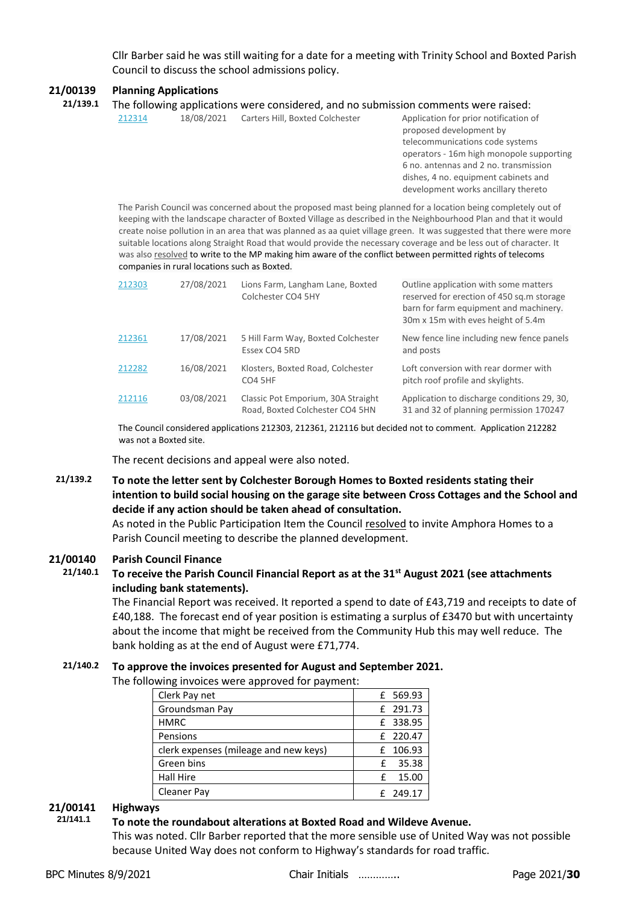Cllr Barber said he was still waiting for a date for a meeting with Trinity School and Boxted Parish Council to discuss the school admissions policy.

## 21/00139 Planning Applications

**21/139.1** The following applications were considered, and no submission comments were raised:

| | | | |
|---|---|---|---|
| 212314 | 18/08/2021 | Carters Hill, Boxted Colchester | Application for prior notification of proposed development by telecommunications code systems operators - 16m high monopole supporting 6 no. antennas and 2 no. transmission dishes, 4 no. equipment cabinets and development works ancillary thereto |

The Parish Council was concerned about the proposed mast being planned for a location being completely out of keeping with the landscape character of Boxted Village as described in the Neighbourhood Plan and that it would create noise pollution in an area that was planned as aa quiet village green. It was suggested that there were more suitable locations along Straight Road that would provide the necessary coverage and be less out of character. It was also resolved to write to the MP making him aware of the conflict between permitted rights of telecoms companies in rural locations such as Boxted.

| | | | |
|---|---|---|---|
| 212303 | 27/08/2021 | Lions Farm, Langham Lane, Boxted Colchester CO4 5HY | Outline application with some matters reserved for erection of 450 sq.m storage barn for farm equipment and machinery. 30m x 15m with eves height of 5.4m |
| 212361 | 17/08/2021 | 5 Hill Farm Way, Boxted Colchester Essex CO4 5RD | New fence line including new fence panels and posts |
| 212282 | 16/08/2021 | Klosters, Boxted Road, Colchester CO4 5HF | Loft conversion with rear dormer with pitch roof profile and skylights. |
| 212116 | 03/08/2021 | Classic Pot Emporium, 30A Straight Road, Boxted Colchester CO4 5HN | Application to discharge conditions 29, 30, 31 and 32 of planning permission 170247 |

The Council considered applications 212303, 212361, 212116 but decided not to comment. Application 212282 was not a Boxted site.

The recent decisions and appeal were also noted.

**21/139.2 To note the letter sent by Colchester Borough Homes to Boxted residents stating their intention to build social housing on the garage site between Cross Cottages and the School and decide if any action should be taken ahead of consultation.**

As noted in the Public Participation Item the Council resolved to invite Amphora Homes to a Parish Council meeting to describe the planned development.

## 21/00140 Parish Council Finance

**21/140.1 To receive the Parish Council Financial Report as at the 31st August 2021 (see attachments including bank statements).**

The Financial Report was received. It reported a spend to date of £43,719 and receipts to date of £40,188. The forecast end of year position is estimating a surplus of £3470 but with uncertainty about the income that might be received from the Community Hub this may well reduce. The bank holding as at the end of August were £71,774.

**21/140.2 To approve the invoices presented for August and September 2021.**

The following invoices were approved for payment:

| | |
|---|---|
| Clerk Pay net | £ 569.93 |
| Groundsman Pay | £ 291.73 |
| HMRC | £ 338.95 |
| Pensions | £ 220.47 |
| clerk expenses (mileage and new keys) | £ 106.93 |
| Green bins | £ 35.38 |
| Hall Hire | £ 15.00 |
| Cleaner Pay | £ 249.17 |

## 21/00141 Highways

**21/141.1 To note the roundabout alterations at Boxted Road and Wildeve Avenue.**

This was noted. Cllr Barber reported that the more sensible use of United Way was not possible because United Way does not conform to Highway's standards for road traffic.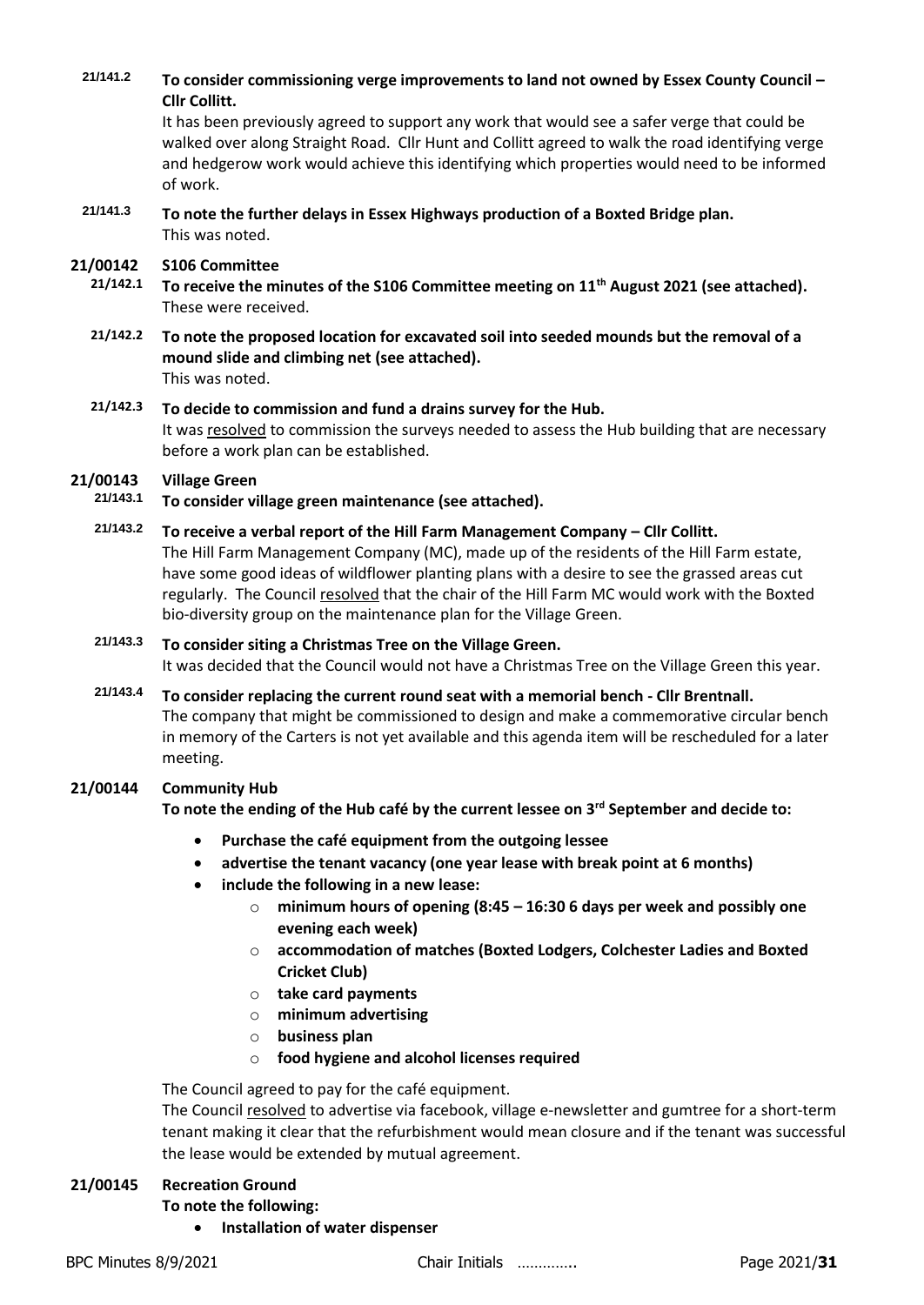**21/141.2 To consider commissioning verge improvements to land not owned by Essex County Council – Cllr Collitt.**

It has been previously agreed to support any work that would see a safer verge that could be walked over along Straight Road. Cllr Hunt and Collitt agreed to walk the road identifying verge and hedgerow work would achieve this identifying which properties would need to be informed of work.

**21/141.3 To note the further delays in Essex Highways production of a Boxted Bridge plan.**

This was noted.

**21/00142 S106 Committee**

**21/142.1 To receive the minutes of the S106 Committee meeting on 11th August 2021 (see attached).**

These were received.

**21/142.2 To note the proposed location for excavated soil into seeded mounds but the removal of a mound slide and climbing net (see attached).**

This was noted.

**21/142.3 To decide to commission and fund a drains survey for the Hub.**

It was resolved to commission the surveys needed to assess the Hub building that are necessary before a work plan can be established.

**21/00143 Village Green**

**21/143.1 To consider village green maintenance (see attached).**

**21/143.2 To receive a verbal report of the Hill Farm Management Company – Cllr Collitt.**

The Hill Farm Management Company (MC), made up of the residents of the Hill Farm estate, have some good ideas of wildflower planting plans with a desire to see the grassed areas cut regularly. The Council resolved that the chair of the Hill Farm MC would work with the Boxted bio-diversity group on the maintenance plan for the Village Green.

**21/143.3 To consider siting a Christmas Tree on the Village Green.**

It was decided that the Council would not have a Christmas Tree on the Village Green this year.

**21/143.4 To consider replacing the current round seat with a memorial bench - Cllr Brentnall.**

The company that might be commissioned to design and make a commemorative circular bench in memory of the Carters is not yet available and this agenda item will be rescheduled for a later meeting.

**21/00144 Community Hub**

**To note the ending of the Hub café by the current lessee on 3rd September and decide to:**

- **Purchase the café equipment from the outgoing lessee**
- **advertise the tenant vacancy (one year lease with break point at 6 months)**
- **include the following in a new lease:**
  - **minimum hours of opening (8:45 – 16:30 6 days per week and possibly one evening each week)**
  - **accommodation of matches (Boxted Lodgers, Colchester Ladies and Boxted Cricket Club)**
  - **take card payments**
  - **minimum advertising**
  - **business plan**
  - **food hygiene and alcohol licenses required**

The Council agreed to pay for the café equipment.

The Council resolved to advertise via facebook, village e-newsletter and gumtree for a short-term tenant making it clear that the refurbishment would mean closure and if the tenant was successful the lease would be extended by mutual agreement.

**21/00145 Recreation Ground**

**To note the following:**

- **Installation of water dispenser**

BPC Minutes 8/9/2021 Chair Initials ………….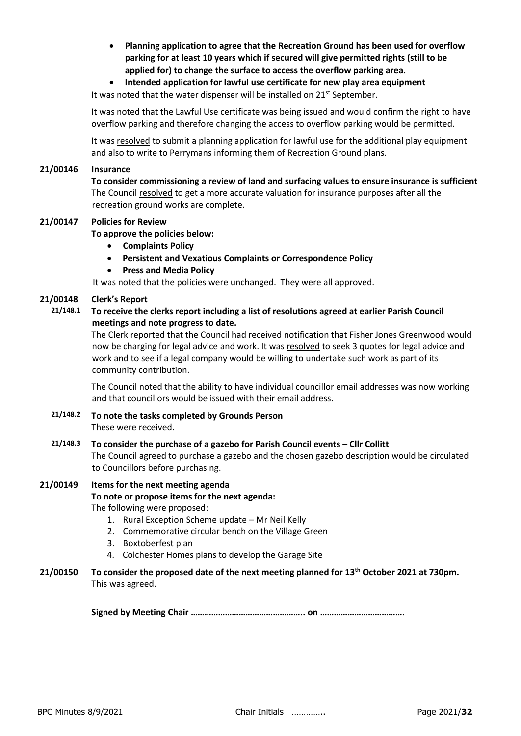- **Planning application to agree that the Recreation Ground has been used for overflow parking for at least 10 years which if secured will give permitted rights (still to be applied for) to change the surface to access the overflow parking area.**
- **Intended application for lawful use certificate for new play area equipment**

It was noted that the water dispenser will be installed on 21st September.

It was noted that the Lawful Use certificate was being issued and would confirm the right to have overflow parking and therefore changing the access to overflow parking would be permitted.

It was resolved to submit a planning application for lawful use for the additional play equipment and also to write to Perrymans informing them of Recreation Ground plans.

**21/00146 Insurance**

**To consider commissioning a review of land and surfacing values to ensure insurance is sufficient**

The Council resolved to get a more accurate valuation for insurance purposes after all the recreation ground works are complete.

**21/00147 Policies for Review**

**To approve the policies below:**

- **Complaints Policy**
- **Persistent and Vexatious Complaints or Correspondence Policy**
- **Press and Media Policy**

It was noted that the policies were unchanged. They were all approved.

**21/00148 Clerk's Report**

**21/148.1 To receive the clerks report including a list of resolutions agreed at earlier Parish Council meetings and note progress to date.**

The Clerk reported that the Council had received notification that Fisher Jones Greenwood would now be charging for legal advice and work. It was resolved to seek 3 quotes for legal advice and work and to see if a legal company would be willing to undertake such work as part of its community contribution.

The Council noted that the ability to have individual councillor email addresses was now working and that councillors would be issued with their email address.

**21/148.2 To note the tasks completed by Grounds Person**

These were received.

**21/148.3 To consider the purchase of a gazebo for Parish Council events – Cllr Collitt**

The Council agreed to purchase a gazebo and the chosen gazebo description would be circulated to Councillors before purchasing.

**21/00149 Items for the next meeting agenda**

**To note or propose items for the next agenda:**

The following were proposed:

1. Rural Exception Scheme update – Mr Neil Kelly
2. Commemorative circular bench on the Village Green
3. Boxtoberfest plan
4. Colchester Homes plans to develop the Garage Site

**21/00150 To consider the proposed date of the next meeting planned for 13th October 2021 at 730pm.**

This was agreed.

**Signed by Meeting Chair ………………………………………….. on ……………………………….**